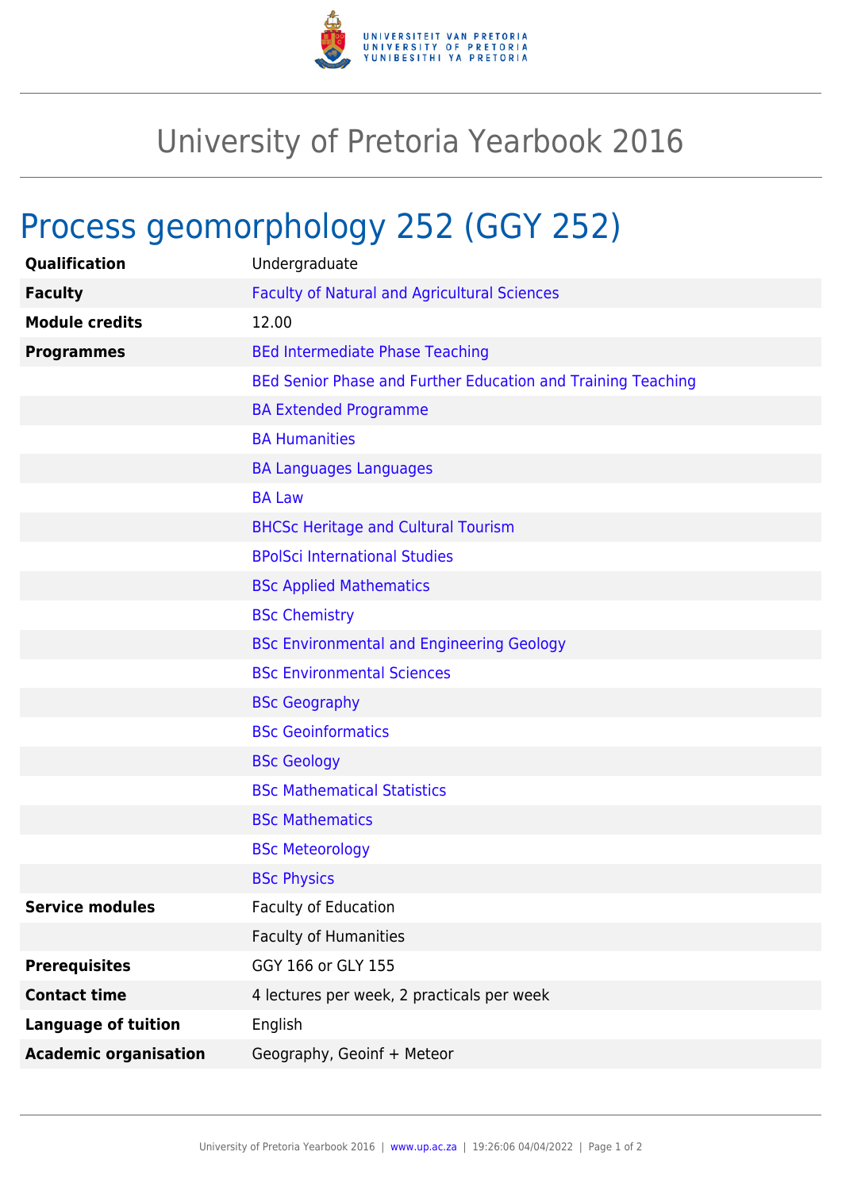# University of Pretoria Yearbook 2016

## Process geomorphology 252 (GGY 252)

| | |
|---|---|
| **Qualification** | Undergraduate |
| **Faculty** | Faculty of Natural and Agricultural Sciences |
| **Module credits** | 12.00 |
| **Programmes** | BEd Intermediate Phase Teaching |
| | BEd Senior Phase and Further Education and Training Teaching |
| | BA Extended Programme |
| | BA Humanities |
| | BA Languages Languages |
| | BA Law |
| | BHCSc Heritage and Cultural Tourism |
| | BPolSci International Studies |
| | BSc Applied Mathematics |
| | BSc Chemistry |
| | BSc Environmental and Engineering Geology |
| | BSc Environmental Sciences |
| | BSc Geography |
| | BSc Geoinformatics |
| | BSc Geology |
| | BSc Mathematical Statistics |
| | BSc Mathematics |
| | BSc Meteorology |
| | BSc Physics |
| **Service modules** | Faculty of Education |
| | Faculty of Humanities |
| **Prerequisites** | GGY 166 or GLY 155 |
| **Contact time** | 4 lectures per week, 2 practicals per week |
| **Language of tuition** | English |
| **Academic organisation** | Geography, Geoinf + Meteor |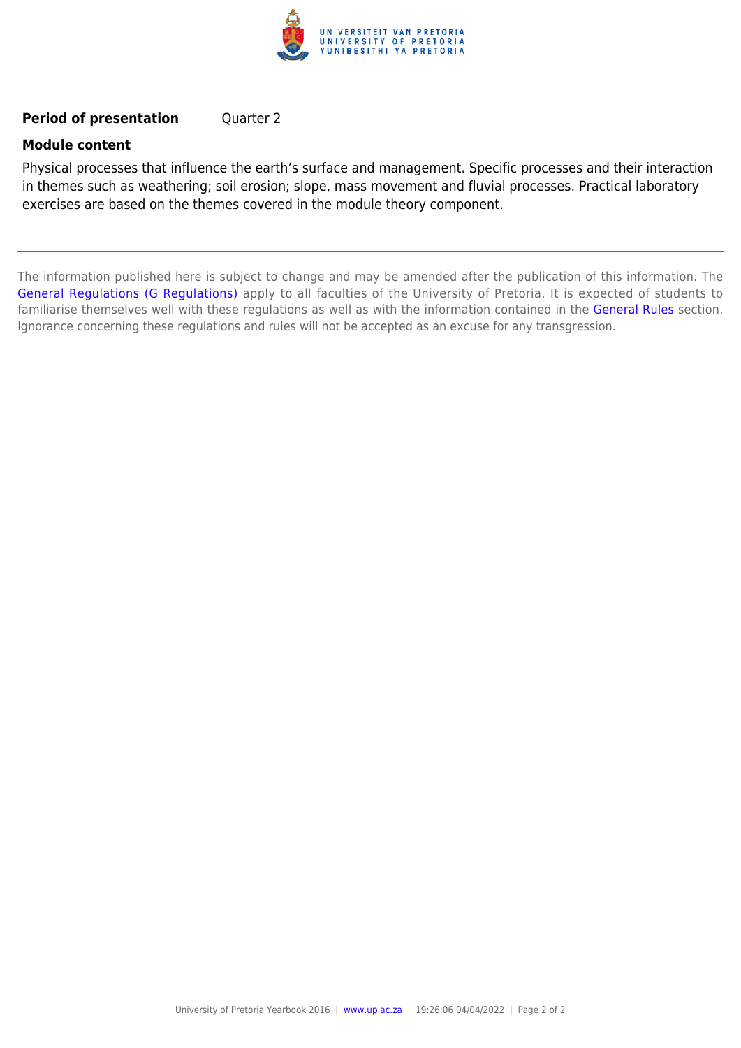**Period of presentation** Quarter 2

**Module content**

Physical processes that influence the earth's surface and management. Specific processes and their interaction in themes such as weathering; soil erosion; slope, mass movement and fluvial processes. Practical laboratory exercises are based on the themes covered in the module theory component.

The information published here is subject to change and may be amended after the publication of this information. The General Regulations (G Regulations) apply to all faculties of the University of Pretoria. It is expected of students to familiarise themselves well with these regulations as well as with the information contained in the General Rules section. Ignorance concerning these regulations and rules will not be accepted as an excuse for any transgression.